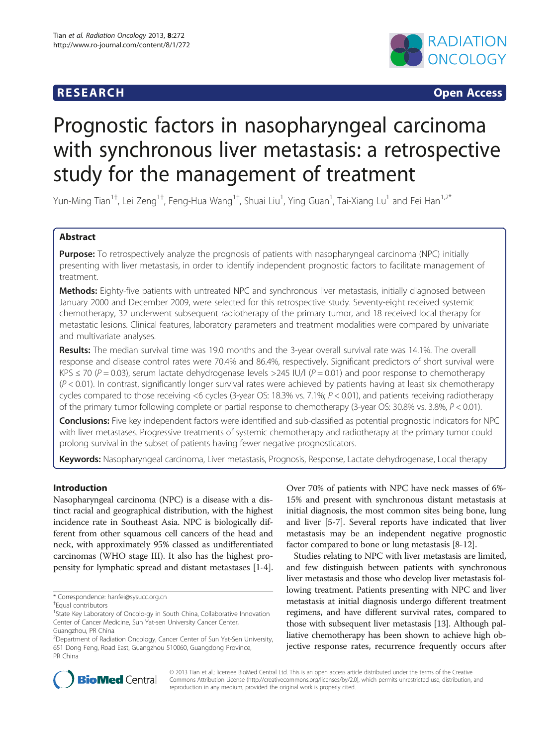RESEARCH Open Access

# Prognostic factors in nasopharyngeal carcinoma with synchronous liver metastasis: a retrospective study for the management of treatment

Yun-Ming Tian[1†], Lei Zeng[1†], Feng-Hua Wang[1†], Shuai Liu[1], Ying Guan[1], Tai-Xiang Lu[1] and Fei Han[1,2*]

## Abstract

**Purpose:** To retrospectively analyze the prognosis of patients with nasopharyngeal carcinoma (NPC) initially presenting with liver metastasis, in order to identify independent prognostic factors to facilitate management of treatment.

**Methods:** Eighty-five patients with untreated NPC and synchronous liver metastasis, initially diagnosed between January 2000 and December 2009, were selected for this retrospective study. Seventy-eight received systemic chemotherapy, 32 underwent subsequent radiotherapy of the primary tumor, and 18 received local therapy for metastatic lesions. Clinical features, laboratory parameters and treatment modalities were compared by univariate and multivariate analyses.

**Results:** The median survival time was 19.0 months and the 3-year overall survival rate was 14.1%. The overall response and disease control rates were 70.4% and 86.4%, respectively. Significant predictors of short survival were KPS ≤ 70 ($P = 0.03$), serum lactate dehydrogenase levels >245 IU/l ($P = 0.01$) and poor response to chemotherapy ($P < 0.01$). In contrast, significantly longer survival rates were achieved by patients having at least six chemotherapy cycles compared to those receiving <6 cycles (3-year OS: 18.3% vs. 7.1%; $P < 0.01$), and patients receiving radiotherapy of the primary tumor following complete or partial response to chemotherapy (3-year OS: 30.8% vs. 3.8%, $P < 0.01$).

**Conclusions:** Five key independent factors were identified and sub-classified as potential prognostic indicators for NPC with liver metastases. Progressive treatments of systemic chemotherapy and radiotherapy at the primary tumor could prolong survival in the subset of patients having fewer negative prognosticators.

**Keywords:** Nasopharyngeal carcinoma, Liver metastasis, Prognosis, Response, Lactate dehydrogenase, Local therapy

## Introduction

Nasopharyngeal carcinoma (NPC) is a disease with a distinct racial and geographical distribution, with the highest incidence rate in Southeast Asia. NPC is biologically different from other squamous cell cancers of the head and neck, with approximately 95% classed as undifferentiated carcinomas (WHO stage III). It also has the highest propensity for lymphatic spread and distant metastases [1-4]. Over 70% of patients with NPC have neck masses of 6%-15% and present with synchronous distant metastasis at initial diagnosis, the most common sites being bone, lung and liver [5-7]. Several reports have indicated that liver metastasis may be an independent negative prognostic factor compared to bone or lung metastasis [8-12].

Studies relating to NPC with liver metastasis are limited, and few distinguish between patients with synchronous liver metastasis and those who develop liver metastasis following treatment. Patients presenting with NPC and liver metastasis at initial diagnosis undergo different treatment regimens, and have different survival rates, compared to those with subsequent liver metastasis [13]. Although palliative chemotherapy has been shown to achieve high objective response rates, recurrence frequently occurs after

\* Correspondence: hanfei@sysucc.org.cn

†Equal contributors

[1]State Key Laboratory of Oncolo-gy in South China, Collaborative Innovation Center of Cancer Medicine, Sun Yat-sen University Cancer Center, Guangzhou, PR China

[2]Department of Radiation Oncology, Cancer Center of Sun Yat-Sen University, 651 Dong Feng, Road East, Guangzhou 510060, Guangdong Province, PR China

© 2013 Tian et al.; licensee BioMed Central Ltd. This is an open access article distributed under the terms of the Creative Commons Attribution License (http://creativecommons.org/licenses/by/2.0), which permits unrestricted use, distribution, and reproduction in any medium, provided the original work is properly cited.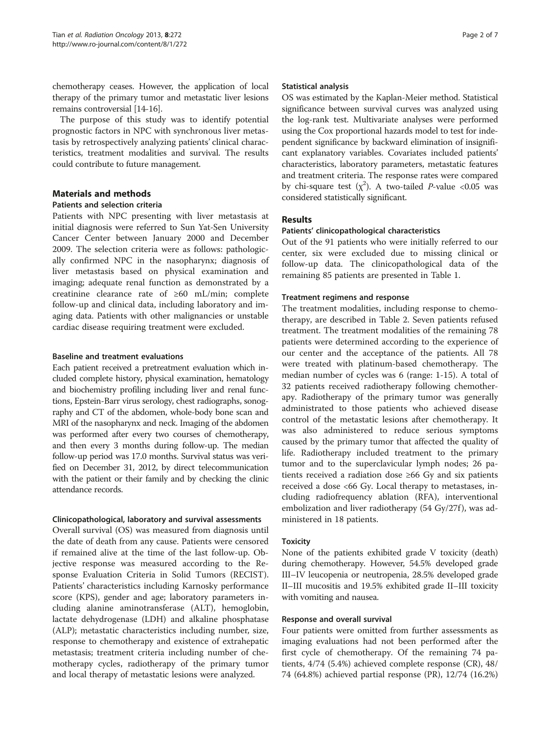chemotherapy ceases. However, the application of local therapy of the primary tumor and metastatic liver lesions remains controversial [14-16].

The purpose of this study was to identify potential prognostic factors in NPC with synchronous liver metastasis by retrospectively analyzing patients' clinical characteristics, treatment modalities and survival. The results could contribute to future management.

## Materials and methods

### Patients and selection criteria

Patients with NPC presenting with liver metastasis at initial diagnosis were referred to Sun Yat-Sen University Cancer Center between January 2000 and December 2009. The selection criteria were as follows: pathologically confirmed NPC in the nasopharynx; diagnosis of liver metastasis based on physical examination and imaging; adequate renal function as demonstrated by a creatinine clearance rate of ≥60 mL/min; complete follow-up and clinical data, including laboratory and imaging data. Patients with other malignancies or unstable cardiac disease requiring treatment were excluded.

### Baseline and treatment evaluations

Each patient received a pretreatment evaluation which included complete history, physical examination, hematology and biochemistry profiling including liver and renal functions, Epstein-Barr virus serology, chest radiographs, sonography and CT of the abdomen, whole-body bone scan and MRI of the nasopharynx and neck. Imaging of the abdomen was performed after every two courses of chemotherapy, and then every 3 months during follow-up. The median follow-up period was 17.0 months. Survival status was verified on December 31, 2012, by direct telecommunication with the patient or their family and by checking the clinic attendance records.

### Clinicopathological, laboratory and survival assessments

Overall survival (OS) was measured from diagnosis until the date of death from any cause. Patients were censored if remained alive at the time of the last follow-up. Objective response was measured according to the Response Evaluation Criteria in Solid Tumors (RECIST). Patients' characteristics including Karnosky performance score (KPS), gender and age; laboratory parameters including alanine aminotransferase (ALT), hemoglobin, lactate dehydrogenase (LDH) and alkaline phosphatase (ALP); metastatic characteristics including number, size, response to chemotherapy and existence of extrahepatic metastasis; treatment criteria including number of chemotherapy cycles, radiotherapy of the primary tumor and local therapy of metastatic lesions were analyzed.

### Statistical analysis

OS was estimated by the Kaplan-Meier method. Statistical significance between survival curves was analyzed using the log-rank test. Multivariate analyses were performed using the Cox proportional hazards model to test for independent significance by backward elimination of insignificant explanatory variables. Covariates included patients' characteristics, laboratory parameters, metastatic features and treatment criteria. The response rates were compared by chi-square test ($\chi^2$). A two-tailed *P*-value <0.05 was considered statistically significant.

## Results

### Patients' clinicopathological characteristics

Out of the 91 patients who were initially referred to our center, six were excluded due to missing clinical or follow-up data. The clinicopathological data of the remaining 85 patients are presented in Table 1.

### Treatment regimens and response

The treatment modalities, including response to chemotherapy, are described in Table 2. Seven patients refused treatment. The treatment modalities of the remaining 78 patients were determined according to the experience of our center and the acceptance of the patients. All 78 were treated with platinum-based chemotherapy. The median number of cycles was 6 (range: 1-15). A total of 32 patients received radiotherapy following chemotherapy. Radiotherapy of the primary tumor was generally administrated to those patients who achieved disease control of the metastatic lesions after chemotherapy. It was also administered to reduce serious symptoms caused by the primary tumor that affected the quality of life. Radiotherapy included treatment to the primary tumor and to the superclavicular lymph nodes; 26 patients received a radiation dose ≥66 Gy and six patients received a dose <66 Gy. Local therapy to metastases, including radiofrequency ablation (RFA), interventional embolization and liver radiotherapy (54 Gy/27f), was administered in 18 patients.

### Toxicity

None of the patients exhibited grade V toxicity (death) during chemotherapy. However, 54.5% developed grade III–IV leucopenia or neutropenia, 28.5% developed grade II–III mucositis and 19.5% exhibited grade II–III toxicity with vomiting and nausea.

### Response and overall survival

Four patients were omitted from further assessments as imaging evaluations had not been performed after the first cycle of chemotherapy. Of the remaining 74 patients, 4/74 (5.4%) achieved complete response (CR), 48/74 (64.8%) achieved partial response (PR), 12/74 (16.2%)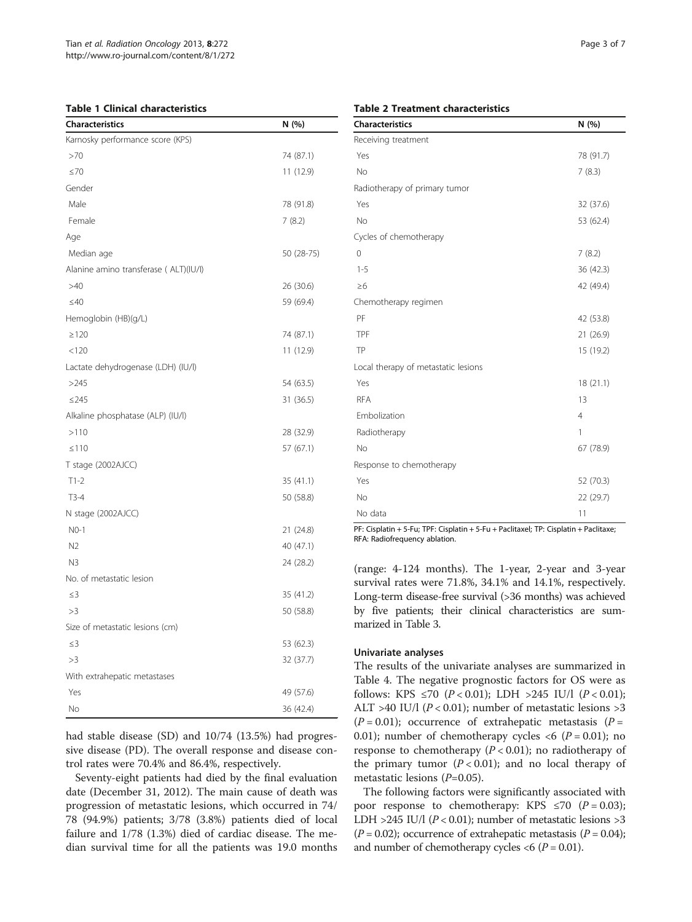**Table 1 Clinical characteristics**

| Characteristics | N (%) |
|---|---|
| Karnosky performance score (KPS) | |
| >70 | 74 (87.1) |
| ≤70 | 11 (12.9) |
| Gender | |
| Male | 78 (91.8) |
| Female | 7 (8.2) |
| Age | |
| Median age | 50 (28-75) |
| Alanine amino transferase ( ALT)(IU/l) | |
| >40 | 26 (30.6) |
| ≤40 | 59 (69.4) |
| Hemoglobin (HB)(g/L) | |
| ≥120 | 74 (87.1) |
| <120 | 11 (12.9) |
| Lactate dehydrogenase (LDH) (IU/l) | |
| >245 | 54 (63.5) |
| ≤245 | 31 (36.5) |
| Alkaline phosphatase (ALP) (IU/l) | |
| >110 | 28 (32.9) |
| ≤110 | 57 (67.1) |
| T stage (2002AJCC) | |
| T1-2 | 35 (41.1) |
| T3-4 | 50 (58.8) |
| N stage (2002AJCC) | |
| N0-1 | 21 (24.8) |
| N2 | 40 (47.1) |
| N3 | 24 (28.2) |
| No. of metastatic lesion | |
| ≤3 | 35 (41.2) |
| >3 | 50 (58.8) |
| Size of metastatic lesions (cm) | |
| ≤3 | 53 (62.3) |
| >3 | 32 (37.7) |
| With extrahepatic metastases | |
| Yes | 49 (57.6) |
| No | 36 (42.4) |

had stable disease (SD) and 10/74 (13.5%) had progressive disease (PD). The overall response and disease control rates were 70.4% and 86.4%, respectively.

Seventy-eight patients had died by the final evaluation date (December 31, 2012). The main cause of death was progression of metastatic lesions, which occurred in 74/78 (94.9%) patients; 3/78 (3.8%) patients died of local failure and 1/78 (1.3%) died of cardiac disease. The median survival time for all the patients was 19.0 months (range: 4-124 months). The 1-year, 2-year and 3-year survival rates were 71.8%, 34.1% and 14.1%, respectively. Long-term disease-free survival (>36 months) was achieved by five patients; their clinical characteristics are summarized in Table 3.

**Table 2 Treatment characteristics**

| Characteristics | N (%) |
|---|---|
| Receiving treatment | |
| Yes | 78 (91.7) |
| No | 7 (8.3) |
| Radiotherapy of primary tumor | |
| Yes | 32 (37.6) |
| No | 53 (62.4) |
| Cycles of chemotherapy | |
| 0 | 7 (8.2) |
| 1-5 | 36 (42.3) |
| ≥6 | 42 (49.4) |
| Chemotherapy regimen | |
| PF | 42 (53.8) |
| TPF | 21 (26.9) |
| TP | 15 (19.2) |
| Local therapy of metastatic lesions | |
| Yes | 18 (21.1) |
| RFA | 13 |
| Embolization | 4 |
| Radiotherapy | 1 |
| No | 67 (78.9) |
| Response to chemotherapy | |
| Yes | 52 (70.3) |
| No | 22 (29.7) |
| No data | 11 |

PF: Cisplatin + 5-Fu; TPF: Cisplatin + 5-Fu + Paclitaxel; TP: Cisplatin + Paclitaxe; RFA: Radiofrequency ablation.

### Univariate analyses

The results of the univariate analyses are summarized in Table 4. The negative prognostic factors for OS were as follows: KPS ≤70 ($P < 0.01$); LDH >245 IU/l ($P < 0.01$); ALT >40 IU/l ($P < 0.01$); number of metastatic lesions >3 ($P = 0.01$); occurrence of extrahepatic metastasis ($P = 0.01$); number of chemotherapy cycles <6 ($P = 0.01$); no response to chemotherapy ($P < 0.01$); no radiotherapy of the primary tumor ($P < 0.01$); and no local therapy of metastatic lesions ($P=0.05$).

The following factors were significantly associated with poor response to chemotherapy: KPS ≤70 ($P = 0.03$); LDH >245 IU/l ($P < 0.01$); number of metastatic lesions >3 ($P = 0.02$); occurrence of extrahepatic metastasis ($P = 0.04$); and number of chemotherapy cycles <6 ($P = 0.01$).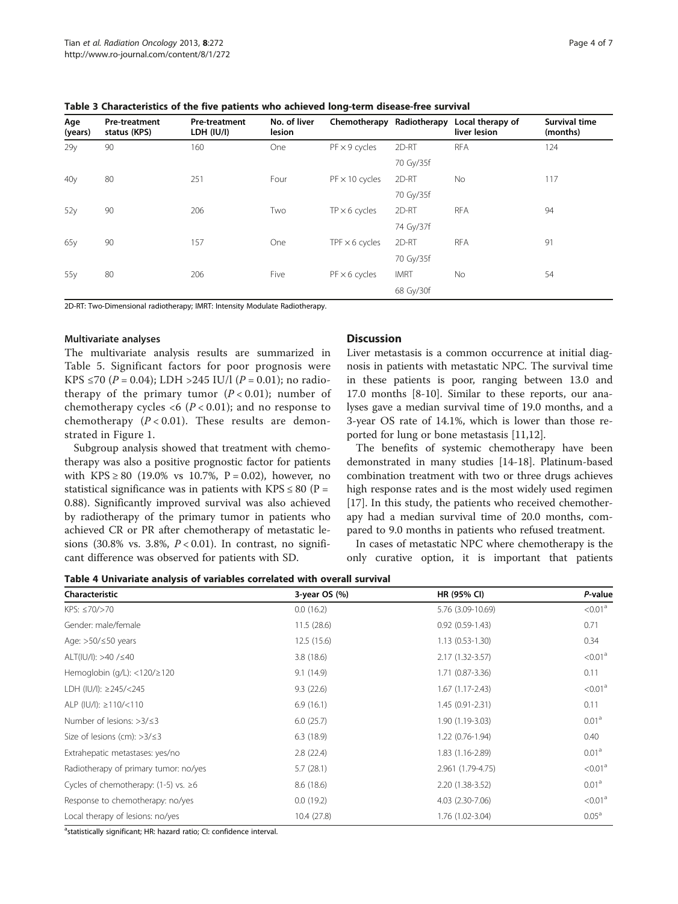**Table 3 Characteristics of the five patients who achieved long-term disease-free survival**

| Age (years) | Pre-treatment status (KPS) | Pre-treatment LDH (IU/l) | No. of liver lesion | Chemotherapy | Radiotherapy | Local therapy of liver lesion | Survival time (months) |
|---|---|---|---|---|---|---|---|
| 29y | 90 | 160 | One | PF × 9 cycles | 2D-RT 70 Gy/35f | RFA | 124 |
| 40y | 80 | 251 | Four | PF × 10 cycles | 2D-RT 70 Gy/35f | No | 117 |
| 52y | 90 | 206 | Two | TP × 6 cycles | 2D-RT 74 Gy/37f | RFA | 94 |
| 65y | 90 | 157 | One | TPF × 6 cycles | 2D-RT 70 Gy/35f | RFA | 91 |
| 55y | 80 | 206 | Five | PF × 6 cycles | IMRT 68 Gy/30f | No | 54 |

2D-RT: Two-Dimensional radiotherapy; IMRT: Intensity Modulate Radiotherapy.

#### Multivariate analyses

The multivariate analysis results are summarized in Table 5. Significant factors for poor prognosis were KPS ≤70 ($P = 0.04$); LDH >245 IU/l ($P = 0.01$); no radiotherapy of the primary tumor ($P < 0.01$); number of chemotherapy cycles <6 ($P < 0.01$); and no response to chemotherapy ($P < 0.01$). These results are demonstrated in Figure 1.

Subgroup analysis showed that treatment with chemotherapy was also a positive prognostic factor for patients with KPS ≥ 80 (19.0% vs 10.7%, P = 0.02), however, no statistical significance was in patients with KPS ≤ 80 (P = 0.88). Significantly improved survival was also achieved by radiotherapy of the primary tumor in patients who achieved CR or PR after chemotherapy of metastatic lesions (30.8% vs. 3.8%, $P < 0.01$). In contrast, no significant difference was observed for patients with SD.

## Discussion

Liver metastasis is a common occurrence at initial diagnosis in patients with metastatic NPC. The survival time in these patients is poor, ranging between 13.0 and 17.0 months [8-10]. Similar to these reports, our analyses gave a median survival time of 19.0 months, and a 3-year OS rate of 14.1%, which is lower than those reported for lung or bone metastasis [11,12].

The benefits of systemic chemotherapy have been demonstrated in many studies [14-18]. Platinum-based combination treatment with two or three drugs achieves high response rates and is the most widely used regimen [17]. In this study, the patients who received chemotherapy had a median survival time of 20.0 months, compared to 9.0 months in patients who refused treatment.

In cases of metastatic NPC where chemotherapy is the only curative option, it is important that patients

**Table 4 Univariate analysis of variables correlated with overall survival**

| Characteristic | 3-year OS (%) | HR (95% CI) | *P*-value |
|---|---|---|---|
| KPS: ≤70/>70 | 0.0 (16.2) | 5.76 (3.09-10.69) | <0.01[a] |
| Gender: male/female | 11.5 (28.6) | 0.92 (0.59-1.43) | 0.71 |
| Age: >50/≤50 years | 12.5 (15.6) | 1.13 (0.53-1.30) | 0.34 |
| ALT(IU/l): >40 /≤40 | 3.8 (18.6) | 2.17 (1.32-3.57) | <0.01[a] |
| Hemoglobin (g/L): <120/≥120 | 9.1 (14.9) | 1.71 (0.87-3.36) | 0.11 |
| LDH (IU/l): ≥245/<245 | 9.3 (22.6) | 1.67 (1.17-2.43) | <0.01[a] |
| ALP (IU/l): ≥110/<110 | 6.9 (16.1) | 1.45 (0.91-2.31) | 0.11 |
| Number of lesions: >3/≤3 | 6.0 (25.7) | 1.90 (1.19-3.03) | 0.01[a] |
| Size of lesions (cm): >3/≤3 | 6.3 (18.9) | 1.22 (0.76-1.94) | 0.40 |
| Extrahepatic metastases: yes/no | 2.8 (22.4) | 1.83 (1.16-2.89) | 0.01[a] |
| Radiotherapy of primary tumor: no/yes | 5.7 (28.1) | 2.961 (1.79-4.75) | <0.01[a] |
| Cycles of chemotherapy: (1-5) vs. ≥6 | 8.6 (18.6) | 2.20 (1.38-3.52) | 0.01[a] |
| Response to chemotherapy: no/yes | 0.0 (19.2) | 4.03 (2.30-7.06) | <0.01[a] |
| Local therapy of lesions: no/yes | 10.4 (27.8) | 1.76 (1.02-3.04) | 0.05[a] |

[a]statistically significant; HR: hazard ratio; CI: confidence interval.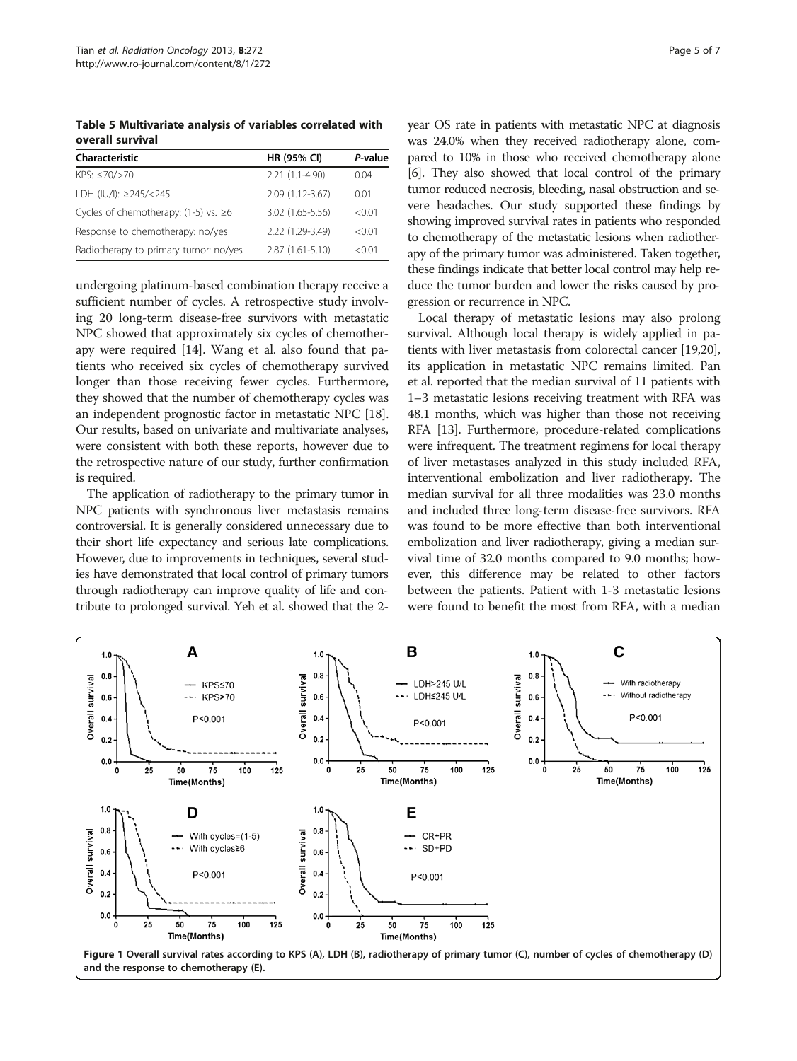**Table 5 Multivariate analysis of variables correlated with overall survival**

| Characteristic | HR (95% CI) | *P*-value |
|---|---|---|
| KPS: ≤70/>70 | 2.21 (1.1-4.90) | 0.04 |
| LDH (IU/l): ≥245/<245 | 2.09 (1.12-3.67) | 0.01 |
| Cycles of chemotherapy: (1-5) vs. ≥6 | 3.02 (1.65-5.56) | <0.01 |
| Response to chemotherapy: no/yes | 2.22 (1.29-3.49) | <0.01 |
| Radiotherapy to primary tumor: no/yes | 2.87 (1.61-5.10) | <0.01 |

undergoing platinum-based combination therapy receive a sufficient number of cycles. A retrospective study involving 20 long-term disease-free survivors with metastatic NPC showed that approximately six cycles of chemotherapy were required [14]. Wang et al. also found that patients who received six cycles of chemotherapy survived longer than those receiving fewer cycles. Furthermore, they showed that the number of chemotherapy cycles was an independent prognostic factor in metastatic NPC [18]. Our results, based on univariate and multivariate analyses, were consistent with both these reports, however due to the retrospective nature of our study, further confirmation is required.

The application of radiotherapy to the primary tumor in NPC patients with synchronous liver metastasis remains controversial. It is generally considered unnecessary due to their short life expectancy and serious late complications. However, due to improvements in techniques, several studies have demonstrated that local control of primary tumors through radiotherapy can improve quality of life and contribute to prolonged survival. Yeh et al. showed that the 2-year OS rate in patients with metastatic NPC at diagnosis was 24.0% when they received radiotherapy alone, compared to 10% in those who received chemotherapy alone [6]. They also showed that local control of the primary tumor reduced necrosis, bleeding, nasal obstruction and severe headaches. Our study supported these findings by showing improved survival rates in patients who responded to chemotherapy of the metastatic lesions when radiotherapy of the primary tumor was administered. Taken together, these findings indicate that better local control may help reduce the tumor burden and lower the risks caused by progression or recurrence in NPC.

Local therapy of metastatic lesions may also prolong survival. Although local therapy is widely applied in patients with liver metastasis from colorectal cancer [19,20], its application in metastatic NPC remains limited. Pan et al. reported that the median survival of 11 patients with 1–3 metastatic lesions receiving treatment with RFA was 48.1 months, which was higher than those not receiving RFA [13]. Furthermore, procedure-related complications were infrequent. The treatment regimens for local therapy of liver metastases analyzed in this study included RFA, interventional embolization and liver radiotherapy. The median survival for all three modalities was 23.0 months and included three long-term disease-free survivors. RFA was found to be more effective than both interventional embolization and liver radiotherapy, giving a median survival time of 32.0 months compared to 9.0 months; however, this difference may be related to other factors between the patients. Patient with 1-3 metastatic lesions were found to benefit the most from RFA, with a median

**Figure 1** Overall survival rates according to KPS (A), LDH (B), radiotherapy of primary tumor (C), number of cycles of chemotherapy (D) and the response to chemotherapy (E).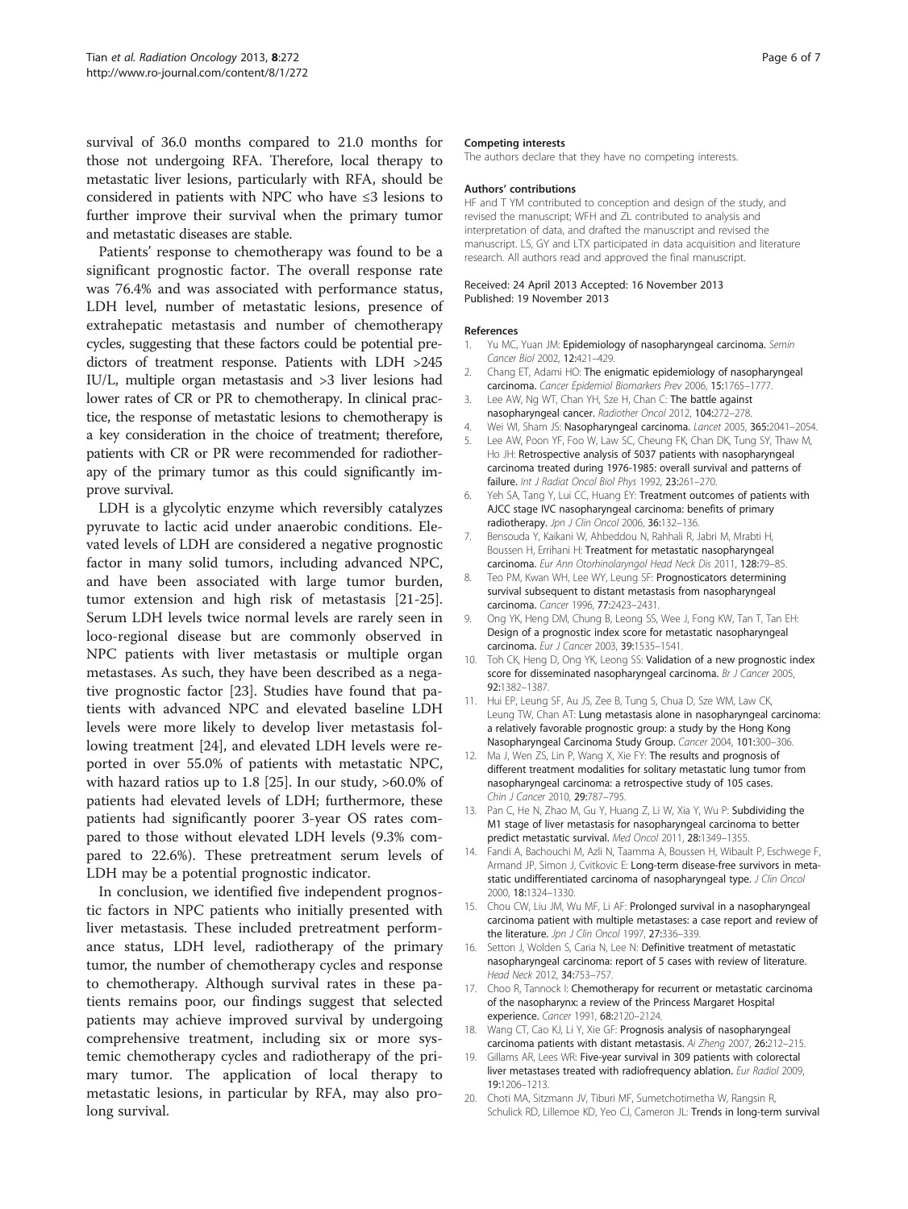survival of 36.0 months compared to 21.0 months for those not undergoing RFA. Therefore, local therapy to metastatic liver lesions, particularly with RFA, should be considered in patients with NPC who have ≤3 lesions to further improve their survival when the primary tumor and metastatic diseases are stable.

Patients' response to chemotherapy was found to be a significant prognostic factor. The overall response rate was 76.4% and was associated with performance status, LDH level, number of metastatic lesions, presence of extrahepatic metastasis and number of chemotherapy cycles, suggesting that these factors could be potential predictors of treatment response. Patients with LDH >245 IU/L, multiple organ metastasis and >3 liver lesions had lower rates of CR or PR to chemotherapy. In clinical practice, the response of metastatic lesions to chemotherapy is a key consideration in the choice of treatment; therefore, patients with CR or PR were recommended for radiotherapy of the primary tumor as this could significantly improve survival.

LDH is a glycolytic enzyme which reversibly catalyzes pyruvate to lactic acid under anaerobic conditions. Elevated levels of LDH are considered a negative prognostic factor in many solid tumors, including advanced NPC, and have been associated with large tumor burden, tumor extension and high risk of metastasis [21-25]. Serum LDH levels twice normal levels are rarely seen in loco-regional disease but are commonly observed in NPC patients with liver metastasis or multiple organ metastases. As such, they have been described as a negative prognostic factor [23]. Studies have found that patients with advanced NPC and elevated baseline LDH levels were more likely to develop liver metastasis following treatment [24], and elevated LDH levels were reported in over 55.0% of patients with metastatic NPC, with hazard ratios up to 1.8 [25]. In our study, >60.0% of patients had elevated levels of LDH; furthermore, these patients had significantly poorer 3-year OS rates compared to those without elevated LDH levels (9.3% compared to 22.6%). These pretreatment serum levels of LDH may be a potential prognostic indicator.

In conclusion, we identified five independent prognostic factors in NPC patients who initially presented with liver metastasis. These included pretreatment performance status, LDH level, radiotherapy of the primary tumor, the number of chemotherapy cycles and response to chemotherapy. Although survival rates in these patients remains poor, our findings suggest that selected patients may achieve improved survival by undergoing comprehensive treatment, including six or more systemic chemotherapy cycles and radiotherapy of the primary tumor. The application of local therapy to metastatic lesions, in particular by RFA, may also prolong survival.

#### Competing interests

The authors declare that they have no competing interests.

#### Authors' contributions

HF and T YM contributed to conception and design of the study, and revised the manuscript; WFH and ZL contributed to analysis and interpretation of data, and drafted the manuscript and revised the manuscript. LS, GY and LTX participated in data acquisition and literature research. All authors read and approved the final manuscript.

Received: 24 April 2013 Accepted: 16 November 2013
Published: 19 November 2013

#### References

1. Yu MC, Yuan JM: **Epidemiology of nasopharyngeal carcinoma.** *Semin Cancer Biol* 2002, **12:**421–429.
2. Chang ET, Adami HO: **The enigmatic epidemiology of nasopharyngeal carcinoma.** *Cancer Epidemiol Biomarkers Prev* 2006, **15:**1765–1777.
3. Lee AW, Ng WT, Chan YH, Sze H, Chan C: **The battle against nasopharyngeal cancer.** *Radiother Oncol* 2012, **104:**272–278.
4. Wei WI, Sham JS: **Nasopharyngeal carcinoma.** *Lancet* 2005, **365:**2041–2054.
5. Lee AW, Poon YF, Foo W, Law SC, Cheung FK, Chan DK, Tung SY, Thaw M, Ho JH: **Retrospective analysis of 5037 patients with nasopharyngeal carcinoma treated during 1976-1985: overall survival and patterns of failure.** *Int J Radiat Oncol Biol Phys* 1992, **23:**261–270.
6. Yeh SA, Tang Y, Lui CC, Huang EY: **Treatment outcomes of patients with AJCC stage IVC nasopharyngeal carcinoma: benefits of primary radiotherapy.** *Jpn J Clin Oncol* 2006, **36:**132–136.
7. Bensouda Y, Kaikani W, Ahbeddou N, Rahhali R, Jabri M, Mrabti H, Boussen H, Errihani H: **Treatment for metastatic nasopharyngeal carcinoma.** *Eur Ann Otorhinolaryngol Head Neck Dis* 2011, **128:**79–85.
8. Teo PM, Kwan WH, Lee WY, Leung SF: **Prognosticators determining survival subsequent to distant metastasis from nasopharyngeal carcinoma.** *Cancer* 1996, **77:**2423–2431.
9. Ong YK, Heng DM, Chung B, Leong SS, Wee J, Fong KW, Tan T, Tan EH: **Design of a prognostic index score for metastatic nasopharyngeal carcinoma.** *Eur J Cancer* 2003, **39:**1535–1541.
10. Toh CK, Heng D, Ong YK, Leong SS: **Validation of a new prognostic index score for disseminated nasopharyngeal carcinoma.** *Br J Cancer* 2005, **92:**1382–1387.
11. Hui EP, Leung SF, Au JS, Zee B, Tung S, Chua D, Sze WM, Law CK, Leung TW, Chan AT: **Lung metastasis alone in nasopharyngeal carcinoma: a relatively favorable prognostic group: a study by the Hong Kong Nasopharyngeal Carcinoma Study Group.** *Cancer* 2004, **101:**300–306.
12. Ma J, Wen ZS, Lin P, Wang X, Xie FY: **The results and prognosis of different treatment modalities for solitary metastatic lung tumor from nasopharyngeal carcinoma: a retrospective study of 105 cases.** *Chin J Cancer* 2010, **29:**787–795.
13. Pan C, He N, Zhao M, Gu Y, Huang Z, Li W, Xia Y, Wu P: **Subdividing the M1 stage of liver metastasis for nasopharyngeal carcinoma to better predict metastatic survival.** *Med Oncol* 2011, **28:**1349–1355.
14. Fandi A, Bachouchi M, Azli N, Taamma A, Boussen H, Wibault P, Eschwege F, Armand JP, Simon J, Cvitkovic E: **Long-term disease-free survivors in metastatic undifferentiated carcinoma of nasopharyngeal type.** *J Clin Oncol* 2000, **18:**1324–1330.
15. Chou CW, Liu JM, Wu MF, Li AF: **Prolonged survival in a nasopharyngeal carcinoma patient with multiple metastases: a case report and review of the literature.** *Jpn J Clin Oncol* 1997, **27:**336–339.
16. Setton J, Wolden S, Caria N, Lee N: **Definitive treatment of metastatic nasopharyngeal carcinoma: report of 5 cases with review of literature.** *Head Neck* 2012, **34:**753–757.
17. Choo R, Tannock I: **Chemotherapy for recurrent or metastatic carcinoma of the nasopharynx: a review of the Princess Margaret Hospital experience.** *Cancer* 1991, **68:**2120–2124.
18. Wang CT, Cao KJ, Li Y, Xie GF: **Prognosis analysis of nasopharyngeal carcinoma patients with distant metastasis.** *Ai Zheng* 2007, **26:**212–215.
19. Gillams AR, Lees WR: **Five-year survival in 309 patients with colorectal liver metastases treated with radiofrequency ablation.** *Eur Radiol* 2009, **19:**1206–1213.
20. Choti MA, Sitzmann JV, Tiburi MF, Sumetchotimetha W, Rangsin R, Schulick RD, Lillemoe KD, Yeo CJ, Cameron JL: **Trends in long-term survival**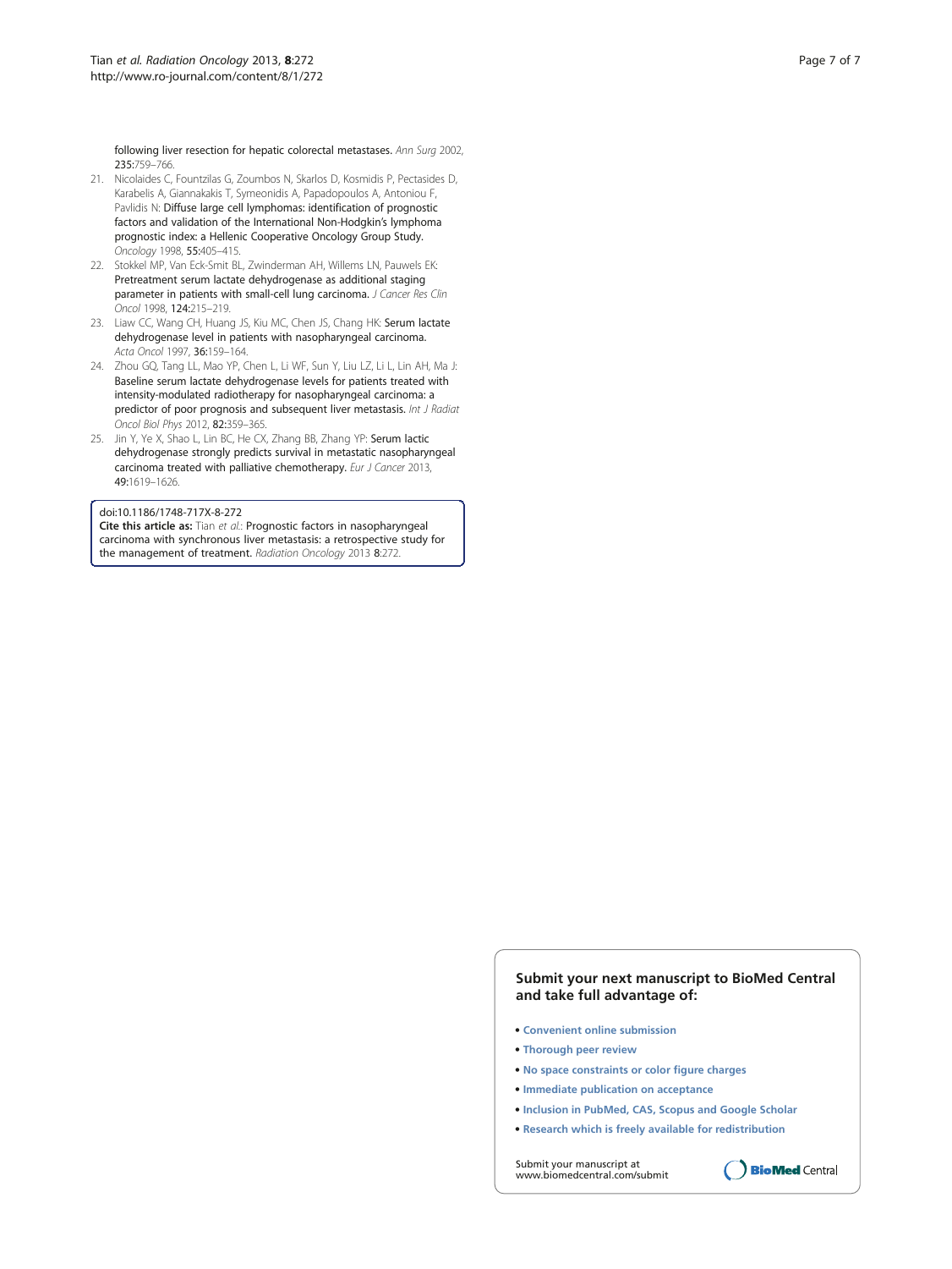following liver resection for hepatic colorectal metastases. *Ann Surg* 2002, **235**:759–766.

21. Nicolaides C, Fountzilas G, Zoumbos N, Skarlos D, Kosmidis P, Pectasides D, Karabelis A, Giannakakis T, Symeonidis A, Papadopoulos A, Antoniou F, Pavlidis N: **Diffuse large cell lymphomas: identification of prognostic factors and validation of the International Non-Hodgkin's lymphoma prognostic index: a Hellenic Cooperative Oncology Group Study.** *Oncology* 1998, **55**:405–415.
22. Stokkel MP, Van Eck-Smit BL, Zwinderman AH, Willems LN, Pauwels EK: **Pretreatment serum lactate dehydrogenase as additional staging parameter in patients with small-cell lung carcinoma.** *J Cancer Res Clin Oncol* 1998, **124**:215–219.
23. Liaw CC, Wang CH, Huang JS, Kiu MC, Chen JS, Chang HK: **Serum lactate dehydrogenase level in patients with nasopharyngeal carcinoma.** *Acta Oncol* 1997, **36**:159–164.
24. Zhou GQ, Tang LL, Mao YP, Chen L, Li WF, Sun Y, Liu LZ, Li L, Lin AH, Ma J: **Baseline serum lactate dehydrogenase levels for patients treated with intensity-modulated radiotherapy for nasopharyngeal carcinoma: a predictor of poor prognosis and subsequent liver metastasis.** *Int J Radiat Oncol Biol Phys* 2012, **82**:359–365.
25. Jin Y, Ye X, Shao L, Lin BC, He CX, Zhang BB, Zhang YP: **Serum lactic dehydrogenase strongly predicts survival in metastatic nasopharyngeal carcinoma treated with palliative chemotherapy.** *Eur J Cancer* 2013, **49**:1619–1626.

doi:10.1186/1748-717X-8-272
**Cite this article as:** Tian *et al.*: Prognostic factors in nasopharyngeal carcinoma with synchronous liver metastasis: a retrospective study for the management of treatment. *Radiation Oncology* 2013 **8**:272.

**Submit your next manuscript to BioMed Central and take full advantage of:**

- **Convenient online submission**
- **Thorough peer review**
- **No space constraints or color figure charges**
- **Immediate publication on acceptance**
- **Inclusion in PubMed, CAS, Scopus and Google Scholar**
- **Research which is freely available for redistribution**

Submit your manuscript at
www.biomedcentral.com/submit

BioMed Central